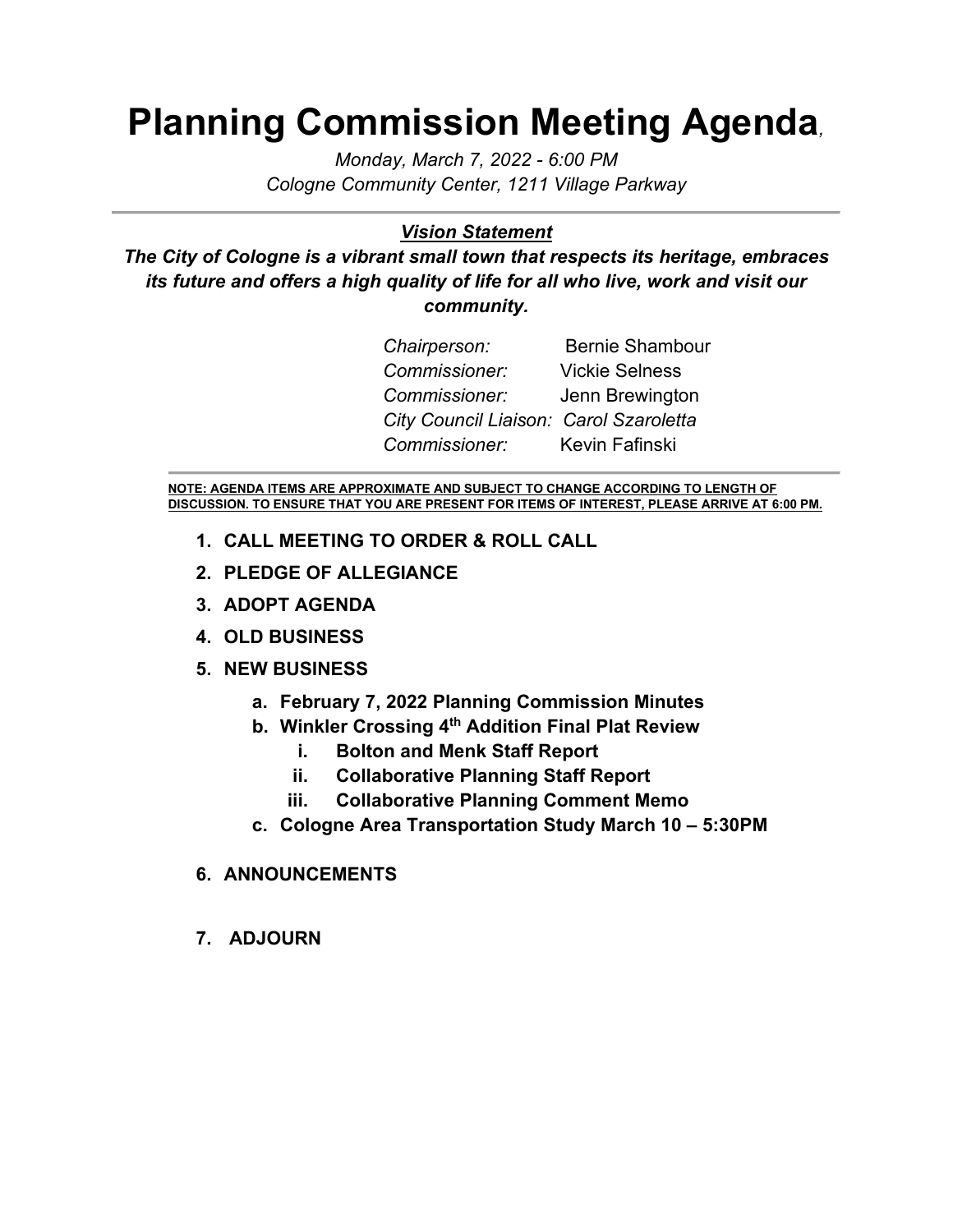# Planning Commission Meeting Agenda,

*Monday, March 7, 2022 - 6:00 PM*
*Cologne Community Center, 1211 Village Parkway*

---

***Vision Statement***

***The City of Cologne is a vibrant small town that respects its heritage, embraces its future and offers a high quality of life for all who live, work and visit our community.***

| | |
|---|---|
| *Chairperson:* | Bernie Shambour |
| *Commissioner:* | Vickie Selness |
| *Commissioner:* | Jenn Brewington |
| *City Council Liaison:* | *Carol Szaroletta* |
| *Commissioner:* | Kevin Fafinski |

---

**NOTE: AGENDA ITEMS ARE APPROXIMATE AND SUBJECT TO CHANGE ACCORDING TO LENGTH OF DISCUSSION. TO ENSURE THAT YOU ARE PRESENT FOR ITEMS OF INTEREST, PLEASE ARRIVE AT 6:00 PM.**

1. **CALL MEETING TO ORDER & ROLL CALL**
2. **PLEDGE OF ALLEGIANCE**
3. **ADOPT AGENDA**
4. **OLD BUSINESS**
5. **NEW BUSINESS**
   a. **February 7, 2022 Planning Commission Minutes**
   b. **Winkler Crossing 4th Addition Final Plat Review**
      i. **Bolton and Menk Staff Report**
      ii. **Collaborative Planning Staff Report**
      iii. **Collaborative Planning Comment Memo**
   c. **Cologne Area Transportation Study March 10 – 5:30PM**
6. **ANNOUNCEMENTS**
7. **ADJOURN**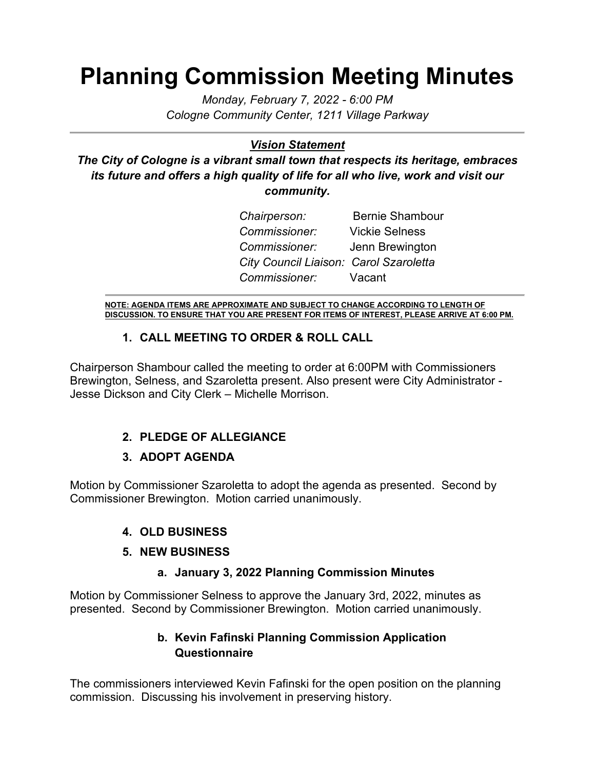# Planning Commission Meeting Minutes

*Monday, February 7, 2022 - 6:00 PM*
*Cologne Community Center, 1211 Village Parkway*

---

***Vision Statement***

***The City of Cologne is a vibrant small town that respects its heritage, embraces its future and offers a high quality of life for all who live, work and visit our community.***

*Chairperson:* Bernie Shambour
*Commissioner:* Vickie Selness
*Commissioner:* Jenn Brewington
*City Council Liaison: Carol Szaroletta*
*Commissioner:* Vacant

---

**NOTE: AGENDA ITEMS ARE APPROXIMATE AND SUBJECT TO CHANGE ACCORDING TO LENGTH OF DISCUSSION. TO ENSURE THAT YOU ARE PRESENT FOR ITEMS OF INTEREST, PLEASE ARRIVE AT 6:00 PM.**

## 1. CALL MEETING TO ORDER & ROLL CALL

Chairperson Shambour called the meeting to order at 6:00PM with Commissioners Brewington, Selness, and Szaroletta present. Also present were City Administrator - Jesse Dickson and City Clerk – Michelle Morrison.

## 2. PLEDGE OF ALLEGIANCE

## 3. ADOPT AGENDA

Motion by Commissioner Szaroletta to adopt the agenda as presented. Second by Commissioner Brewington. Motion carried unanimously.

## 4. OLD BUSINESS

## 5. NEW BUSINESS

### a. January 3, 2022 Planning Commission Minutes

Motion by Commissioner Selness to approve the January 3rd, 2022, minutes as presented. Second by Commissioner Brewington. Motion carried unanimously.

### b. Kevin Fafinski Planning Commission Application Questionnaire

The commissioners interviewed Kevin Fafinski for the open position on the planning commission. Discussing his involvement in preserving history.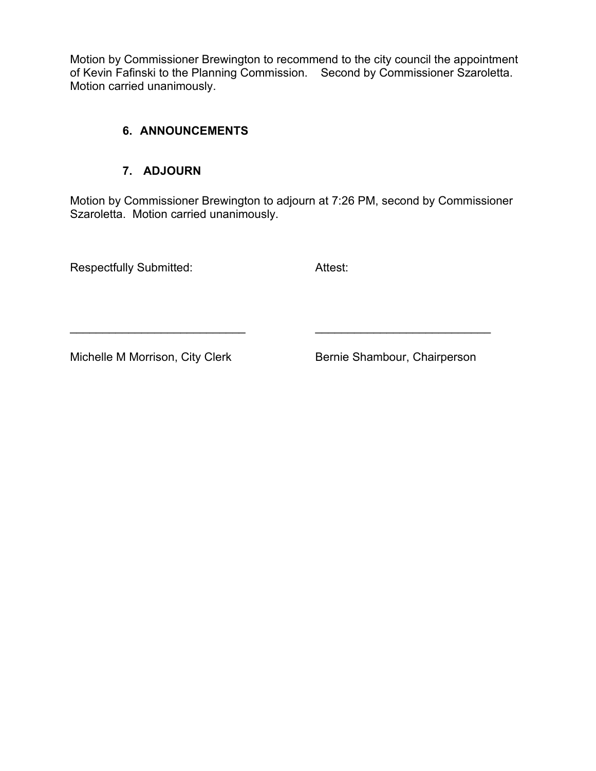Motion by Commissioner Brewington to recommend to the city council the appointment of Kevin Fafinski to the Planning Commission. Second by Commissioner Szaroletta. Motion carried unanimously.

### 6. ANNOUNCEMENTS

### 7. ADJOURN

Motion by Commissioner Brewington to adjourn at 7:26 PM, second by Commissioner Szaroletta. Motion carried unanimously.

Respectfully Submitted: Attest:

___________________________ ___________________________

Michelle M Morrison, City Clerk Bernie Shambour, Chairperson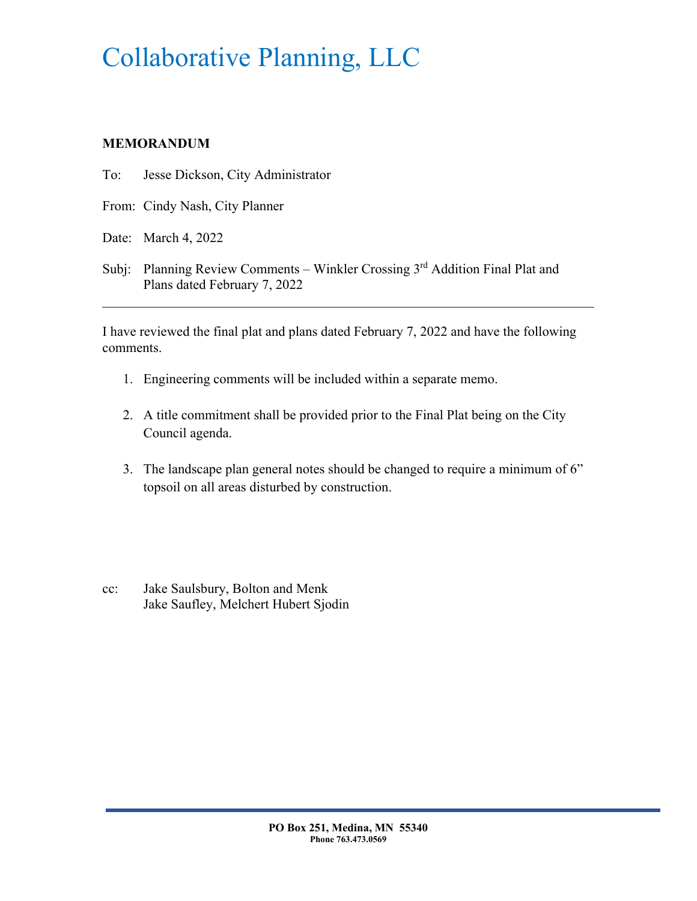# Collaborative Planning, LLC

**MEMORANDUM**

To: Jesse Dickson, City Administrator

From: Cindy Nash, City Planner

Date: March 4, 2022

Subj: Planning Review Comments – Winkler Crossing 3rd Addition Final Plat and Plans dated February 7, 2022

---

I have reviewed the final plat and plans dated February 7, 2022 and have the following comments.

1. Engineering comments will be included within a separate memo.

2. A title commitment shall be provided prior to the Final Plat being on the City Council agenda.

3. The landscape plan general notes should be changed to require a minimum of 6" topsoil on all areas disturbed by construction.

cc: Jake Saulsbury, Bolton and Menk
Jake Saufley, Melchert Hubert Sjodin

**PO Box 251, Medina, MN 55340**
**Phone 763.473.0569**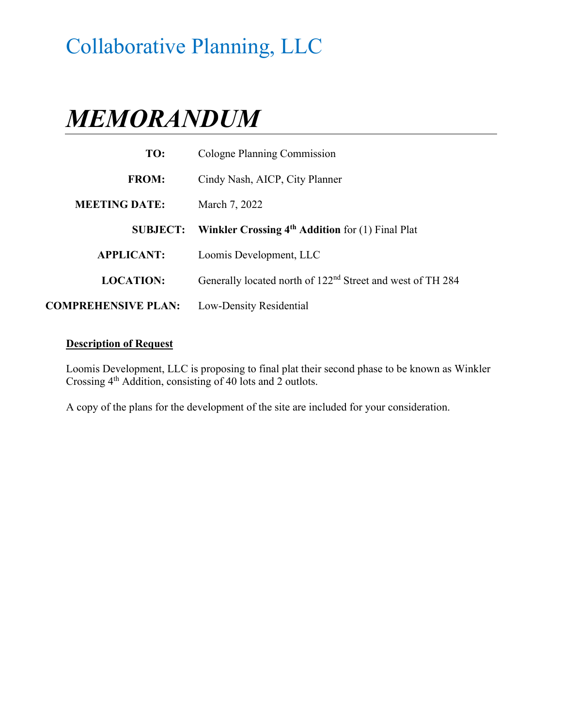# Collaborative Planning, LLC

# *MEMORANDUM*

| | |
|---|---|
| **TO:** | Cologne Planning Commission |
| **FROM:** | Cindy Nash, AICP, City Planner |
| **MEETING DATE:** | March 7, 2022 |
| **SUBJECT:** | **Winkler Crossing 4th Addition** for (1) Final Plat |
| **APPLICANT:** | Loomis Development, LLC |
| **LOCATION:** | Generally located north of 122nd Street and west of TH 284 |
| **COMPREHENSIVE PLAN:** | Low-Density Residential |

**Description of Request**

Loomis Development, LLC is proposing to final plat their second phase to be known as Winkler Crossing 4th Addition, consisting of 40 lots and 2 outlots.

A copy of the plans for the development of the site are included for your consideration.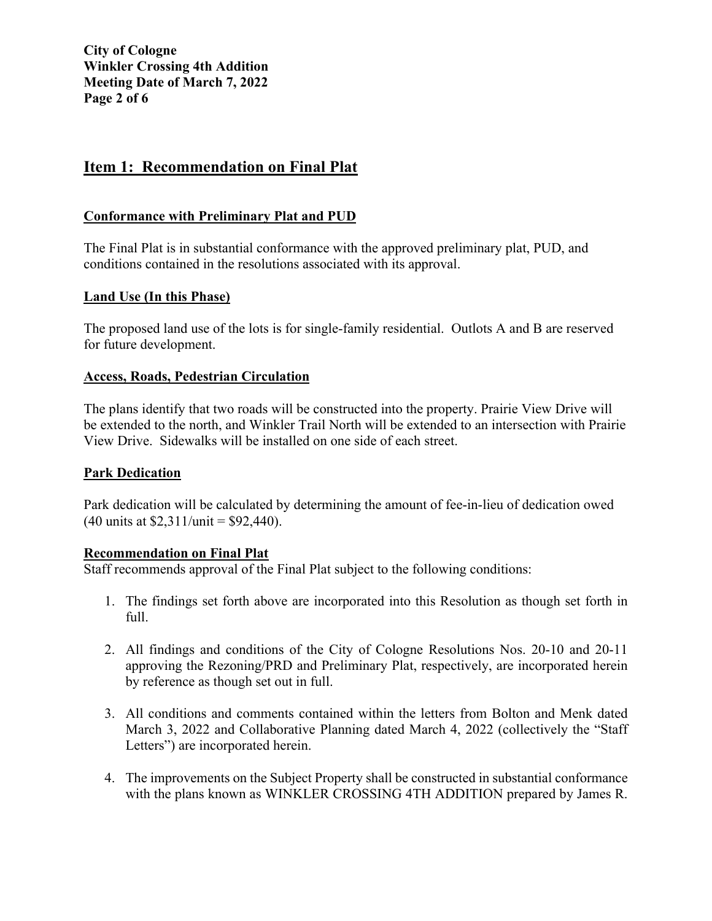## Item 1: Recommendation on Final Plat

### Conformance with Preliminary Plat and PUD

The Final Plat is in substantial conformance with the approved preliminary plat, PUD, and conditions contained in the resolutions associated with its approval.

### Land Use (In this Phase)

The proposed land use of the lots is for single-family residential. Outlots A and B are reserved for future development.

### Access, Roads, Pedestrian Circulation

The plans identify that two roads will be constructed into the property. Prairie View Drive will be extended to the north, and Winkler Trail North will be extended to an intersection with Prairie View Drive. Sidewalks will be installed on one side of each street.

### Park Dedication

Park dedication will be calculated by determining the amount of fee-in-lieu of dedication owed (40 units at $2,311/unit = $92,440).

### Recommendation on Final Plat

Staff recommends approval of the Final Plat subject to the following conditions:

1. The findings set forth above are incorporated into this Resolution as though set forth in full.
2. All findings and conditions of the City of Cologne Resolutions Nos. 20-10 and 20-11 approving the Rezoning/PRD and Preliminary Plat, respectively, are incorporated herein by reference as though set out in full.
3. All conditions and comments contained within the letters from Bolton and Menk dated March 3, 2022 and Collaborative Planning dated March 4, 2022 (collectively the "Staff Letters") are incorporated herein.
4. The improvements on the Subject Property shall be constructed in substantial conformance with the plans known as WINKLER CROSSING 4TH ADDITION prepared by James R.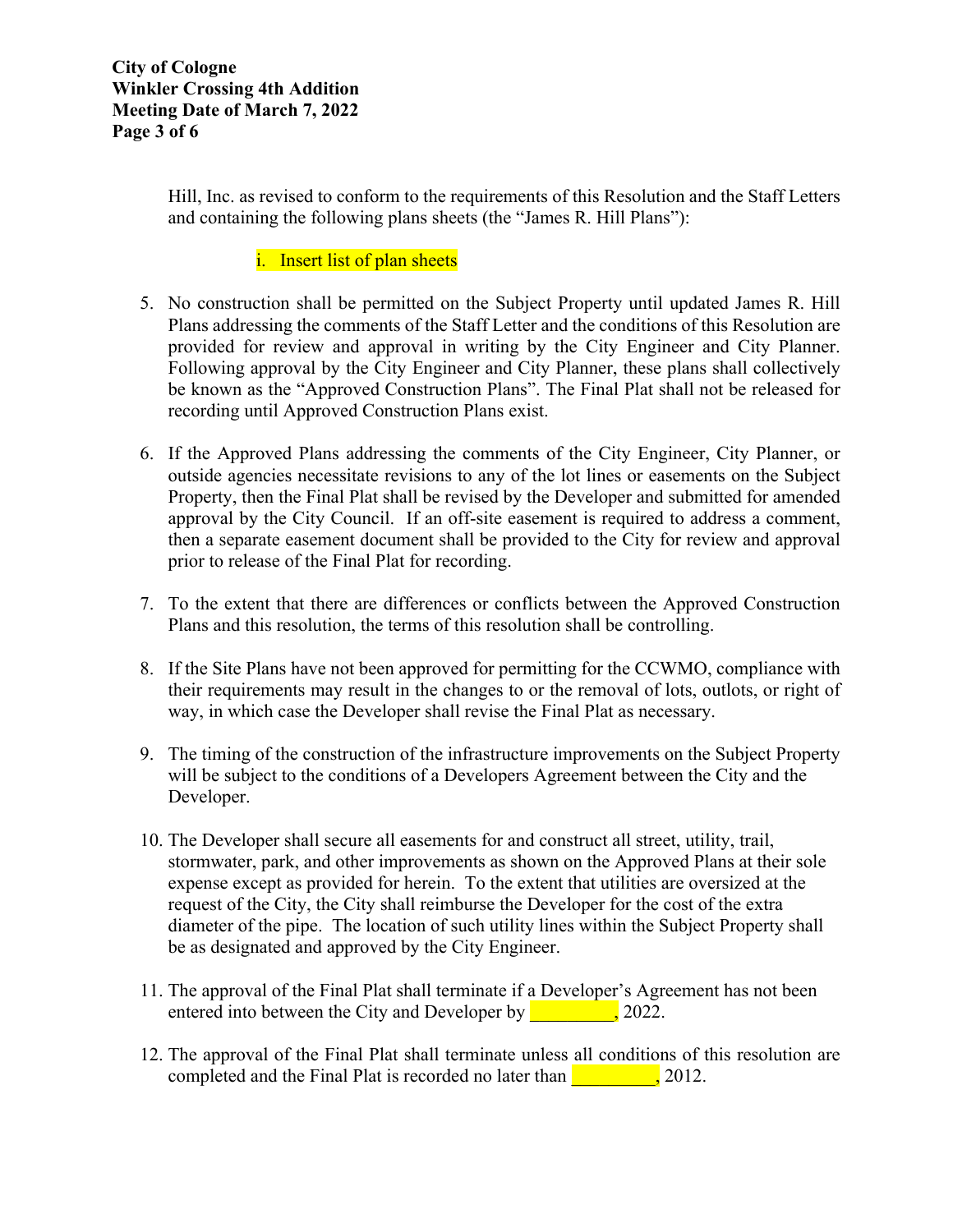Hill, Inc. as revised to conform to the requirements of this Resolution and the Staff Letters and containing the following plans sheets (the "James R. Hill Plans"):

   i. Insert list of plan sheets

5. No construction shall be permitted on the Subject Property until updated James R. Hill Plans addressing the comments of the Staff Letter and the conditions of this Resolution are provided for review and approval in writing by the City Engineer and City Planner. Following approval by the City Engineer and City Planner, these plans shall collectively be known as the "Approved Construction Plans". The Final Plat shall not be released for recording until Approved Construction Plans exist.

6. If the Approved Plans addressing the comments of the City Engineer, City Planner, or outside agencies necessitate revisions to any of the lot lines or easements on the Subject Property, then the Final Plat shall be revised by the Developer and submitted for amended approval by the City Council. If an off-site easement is required to address a comment, then a separate easement document shall be provided to the City for review and approval prior to release of the Final Plat for recording.

7. To the extent that there are differences or conflicts between the Approved Construction Plans and this resolution, the terms of this resolution shall be controlling.

8. If the Site Plans have not been approved for permitting for the CCWMO, compliance with their requirements may result in the changes to or the removal of lots, outlots, or right of way, in which case the Developer shall revise the Final Plat as necessary.

9. The timing of the construction of the infrastructure improvements on the Subject Property will be subject to the conditions of a Developers Agreement between the City and the Developer.

10. The Developer shall secure all easements for and construct all street, utility, trail, stormwater, park, and other improvements as shown on the Approved Plans at their sole expense except as provided for herein. To the extent that utilities are oversized at the request of the City, the City shall reimburse the Developer for the cost of the extra diameter of the pipe. The location of such utility lines within the Subject Property shall be as designated and approved by the City Engineer.

11. The approval of the Final Plat shall terminate if a Developer's Agreement has not been entered into between the City and Developer by _________, 2022.

12. The approval of the Final Plat shall terminate unless all conditions of this resolution are completed and the Final Plat is recorded no later than _________, 2012.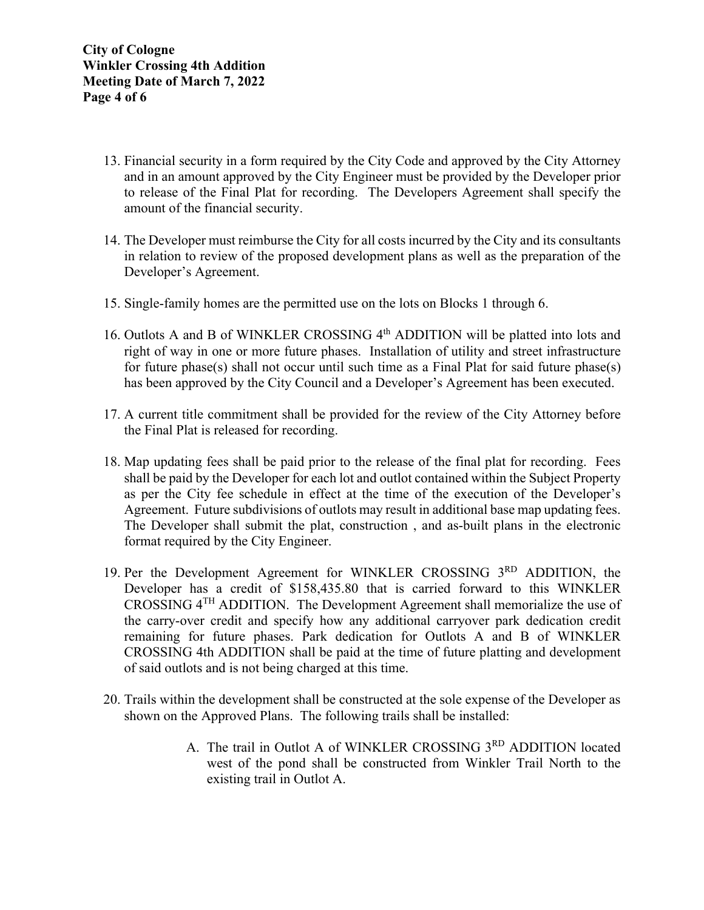13. Financial security in a form required by the City Code and approved by the City Attorney and in an amount approved by the City Engineer must be provided by the Developer prior to release of the Final Plat for recording. The Developers Agreement shall specify the amount of the financial security.

14. The Developer must reimburse the City for all costs incurred by the City and its consultants in relation to review of the proposed development plans as well as the preparation of the Developer's Agreement.

15. Single-family homes are the permitted use on the lots on Blocks 1 through 6.

16. Outlots A and B of WINKLER CROSSING 4th ADDITION will be platted into lots and right of way in one or more future phases. Installation of utility and street infrastructure for future phase(s) shall not occur until such time as a Final Plat for said future phase(s) has been approved by the City Council and a Developer's Agreement has been executed.

17. A current title commitment shall be provided for the review of the City Attorney before the Final Plat is released for recording.

18. Map updating fees shall be paid prior to the release of the final plat for recording. Fees shall be paid by the Developer for each lot and outlot contained within the Subject Property as per the City fee schedule in effect at the time of the execution of the Developer's Agreement. Future subdivisions of outlots may result in additional base map updating fees. The Developer shall submit the plat, construction , and as-built plans in the electronic format required by the City Engineer.

19. Per the Development Agreement for WINKLER CROSSING 3RD ADDITION, the Developer has a credit of $158,435.80 that is carried forward to this WINKLER CROSSING 4TH ADDITION. The Development Agreement shall memorialize the use of the carry-over credit and specify how any additional carryover park dedication credit remaining for future phases. Park dedication for Outlots A and B of WINKLER CROSSING 4th ADDITION shall be paid at the time of future platting and development of said outlots and is not being charged at this time.

20. Trails within the development shall be constructed at the sole expense of the Developer as shown on the Approved Plans. The following trails shall be installed:

    A. The trail in Outlot A of WINKLER CROSSING 3RD ADDITION located west of the pond shall be constructed from Winkler Trail North to the existing trail in Outlot A.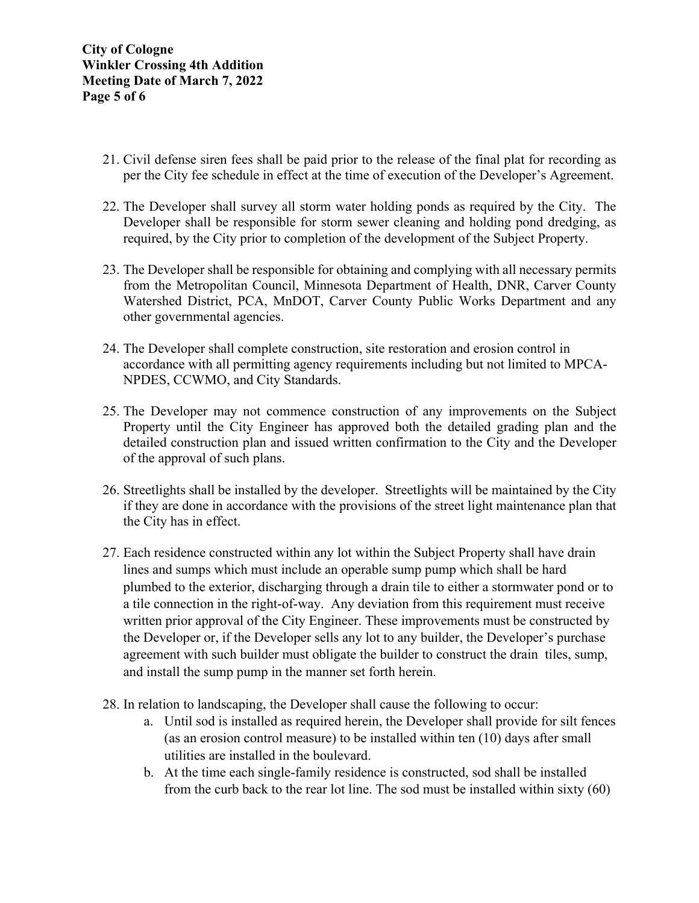21. Civil defense siren fees shall be paid prior to the release of the final plat for recording as per the City fee schedule in effect at the time of execution of the Developer's Agreement.

22. The Developer shall survey all storm water holding ponds as required by the City. The Developer shall be responsible for storm sewer cleaning and holding pond dredging, as required, by the City prior to completion of the development of the Subject Property.

23. The Developer shall be responsible for obtaining and complying with all necessary permits from the Metropolitan Council, Minnesota Department of Health, DNR, Carver County Watershed District, PCA, MnDOT, Carver County Public Works Department and any other governmental agencies.

24. The Developer shall complete construction, site restoration and erosion control in accordance with all permitting agency requirements including but not limited to MPCA-NPDES, CCWMO, and City Standards.

25. The Developer may not commence construction of any improvements on the Subject Property until the City Engineer has approved both the detailed grading plan and the detailed construction plan and issued written confirmation to the City and the Developer of the approval of such plans.

26. Streetlights shall be installed by the developer. Streetlights will be maintained by the City if they are done in accordance with the provisions of the street light maintenance plan that the City has in effect.

27. Each residence constructed within any lot within the Subject Property shall have drain lines and sumps which must include an operable sump pump which shall be hard plumbed to the exterior, discharging through a drain tile to either a stormwater pond or to a tile connection in the right-of-way. Any deviation from this requirement must receive written prior approval of the City Engineer. These improvements must be constructed by the Developer or, if the Developer sells any lot to any builder, the Developer's purchase agreement with such builder must obligate the builder to construct the drain tiles, sump, and install the sump pump in the manner set forth herein.

28. In relation to landscaping, the Developer shall cause the following to occur:
    a. Until sod is installed as required herein, the Developer shall provide for silt fences (as an erosion control measure) to be installed within ten (10) days after small utilities are installed in the boulevard.
    b. At the time each single-family residence is constructed, sod shall be installed from the curb back to the rear lot line. The sod must be installed within sixty (60)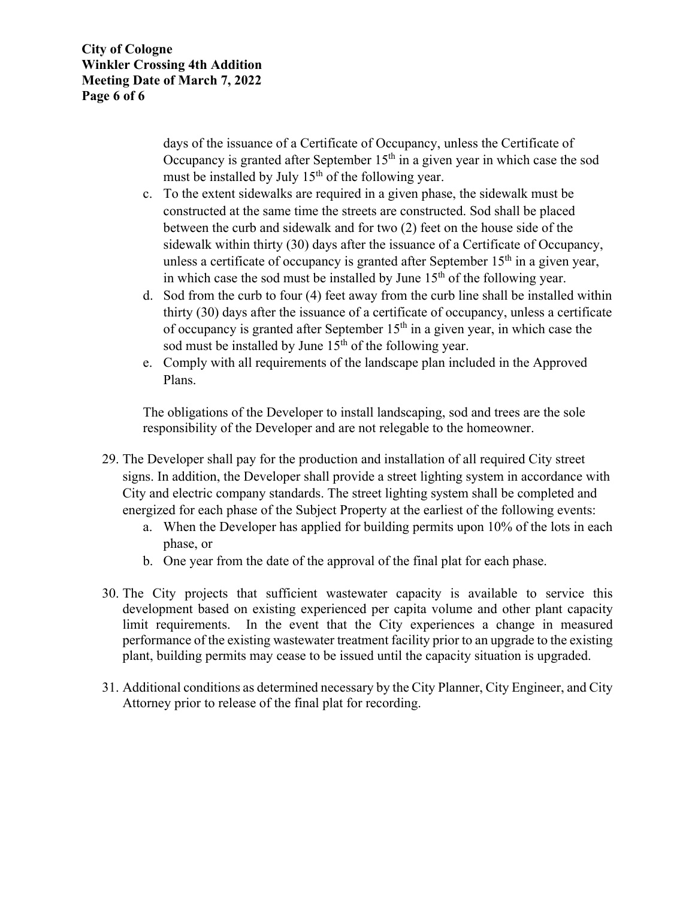days of the issuance of a Certificate of Occupancy, unless the Certificate of Occupancy is granted after September 15th in a given year in which case the sod must be installed by July 15th of the following year.

c. To the extent sidewalks are required in a given phase, the sidewalk must be constructed at the same time the streets are constructed. Sod shall be placed between the curb and sidewalk and for two (2) feet on the house side of the sidewalk within thirty (30) days after the issuance of a Certificate of Occupancy, unless a certificate of occupancy is granted after September 15th in a given year, in which case the sod must be installed by June 15th of the following year.

d. Sod from the curb to four (4) feet away from the curb line shall be installed within thirty (30) days after the issuance of a certificate of occupancy, unless a certificate of occupancy is granted after September 15th in a given year, in which case the sod must be installed by June 15th of the following year.

e. Comply with all requirements of the landscape plan included in the Approved Plans.

The obligations of the Developer to install landscaping, sod and trees are the sole responsibility of the Developer and are not relegable to the homeowner.

29. The Developer shall pay for the production and installation of all required City street signs. In addition, the Developer shall provide a street lighting system in accordance with City and electric company standards. The street lighting system shall be completed and energized for each phase of the Subject Property at the earliest of the following events:
    a. When the Developer has applied for building permits upon 10% of the lots in each phase, or
    b. One year from the date of the approval of the final plat for each phase.

30. The City projects that sufficient wastewater capacity is available to service this development based on existing experienced per capita volume and other plant capacity limit requirements. In the event that the City experiences a change in measured performance of the existing wastewater treatment facility prior to an upgrade to the existing plant, building permits may cease to be issued until the capacity situation is upgraded.

31. Additional conditions as determined necessary by the City Planner, City Engineer, and City Attorney prior to release of the final plat for recording.